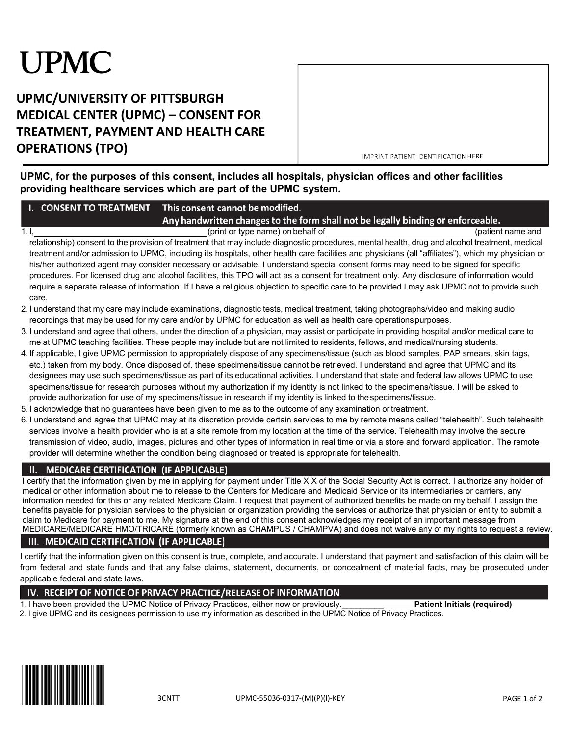# UPMC

## UPMC/UNIVERSITY OF PITTSBURGH MEDICAL CENTER (UPMC) – CONSENT FOR TREATMENT, PAYMENT AND HEALTH CARE OPERATIONS (TPO)

IMPRINT PATIENT IDENTIFICATION HERE

**UPMC, for the purposes of this consent, includes all hospitals, physician offices and other facilities providing healthcare services which are part of the UPMC system.**

## I. CONSENT TO TREATMENT

**This consent cannot be modified.**
**Any handwritten changes to the form shall not be legally binding or enforceable.**

1. I, ________________________________(print or type name) on behalf of ________________________________(patient name and relationship) consent to the provision of treatment that may include diagnostic procedures, mental health, drug and alcohol treatment, medical treatment and/or admission to UPMC, including its hospitals, other health care facilities and physicians (all "affiliates"), which my physician or his/her authorized agent may consider necessary or advisable. I understand special consent forms may need to be signed for specific procedures. For licensed drug and alcohol facilities, this TPO will act as a consent for treatment only. Any disclosure of information would require a separate release of information. If I have a religious objection to specific care to be provided I may ask UPMC not to provide such care.
2. I understand that my care may include examinations, diagnostic tests, medical treatment, taking photographs/video and making audio recordings that may be used for my care and/or by UPMC for education as well as health care operations purposes.
3. I understand and agree that others, under the direction of a physician, may assist or participate in providing hospital and/or medical care to me at UPMC teaching facilities. These people may include but are not limited to residents, fellows, and medical/nursing students.
4. If applicable, I give UPMC permission to appropriately dispose of any specimens/tissue (such as blood samples, PAP smears, skin tags, etc.) taken from my body. Once disposed of, these specimens/tissue cannot be retrieved. I understand and agree that UPMC and its designees may use such specimens/tissue as part of its educational activities. I understand that state and federal law allows UPMC to use specimens/tissue for research purposes without my authorization if my identity is not linked to the specimens/tissue. I will be asked to provide authorization for use of my specimens/tissue in research if my identity is linked to the specimens/tissue.
5. I acknowledge that no guarantees have been given to me as to the outcome of any examination or treatment.
6. I understand and agree that UPMC may at its discretion provide certain services to me by remote means called "telehealth". Such telehealth services involve a health provider who is at a site remote from my location at the time of the service. Telehealth may involve the secure transmission of video, audio, images, pictures and other types of information in real time or via a store and forward application. The remote provider will determine whether the condition being diagnosed or treated is appropriate for telehealth.

## II. MEDICARE CERTIFICATION (IF APPLICABLE)

I certify that the information given by me in applying for payment under Title XIX of the Social Security Act is correct. I authorize any holder of medical or other information about me to release to the Centers for Medicare and Medicaid Service or its intermediaries or carriers, any information needed for this or any related Medicare Claim. I request that payment of authorized benefits be made on my behalf. I assign the benefits payable for physician services to the physician or organization providing the services or authorize that physician or entity to submit a claim to Medicare for payment to me. My signature at the end of this consent acknowledges my receipt of an important message from MEDICARE/MEDICARE HMO/TRICARE (formerly known as CHAMPUS / CHAMPVA) and does not waive any of my rights to request a review.

## III. MEDICAID CERTIFICATION (IF APPLICABLE)

I certify that the information given on this consent is true, complete, and accurate. I understand that payment and satisfaction of this claim will be from federal and state funds and that any false claims, statement, documents, or concealment of material facts, may be prosecuted under applicable federal and state laws.

## IV. RECEIPT OF NOTICE OF PRIVACY PRACTICE/RELEASE OF INFORMATION

1. I have been provided the UPMC Notice of Privacy Practices, either now or previously.________________**Patient Initials (required)**
2. I give UPMC and its designees permission to use my information as described in the UPMC Notice of Privacy Practices.

3CNTT UPMC-55036-0317-(M)(P)(I)-KEY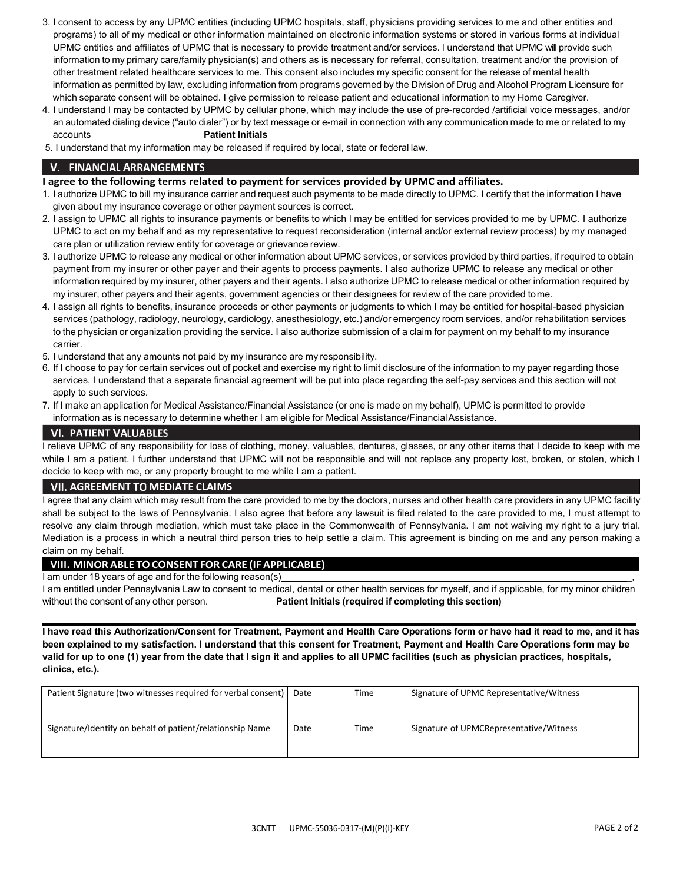3. I consent to access by any UPMC entities (including UPMC hospitals, staff, physicians providing services to me and other entities and programs) to all of my medical or other information maintained on electronic information systems or stored in various forms at individual UPMC entities and affiliates of UPMC that is necessary to provide treatment and/or services. I understand that UPMC will provide such information to my primary care/family physician(s) and others as is necessary for referral, consultation, treatment and/or the provision of other treatment related healthcare services to me. This consent also includes my specific consent for the release of mental health information as permitted by law, excluding information from programs governed by the Division of Drug and Alcohol Program Licensure for which separate consent will be obtained. I give permission to release patient and educational information to my Home Caregiver.
4. I understand I may be contacted by UPMC by cellular phone, which may include the use of pre-recorded /artificial voice messages, and/or an automated dialing device ("auto dialer") or by text message or e-mail in connection with any communication made to me or related to my accounts_____________________ **Patient Initials**
5. I understand that my information may be released if required by local, state or federal law.

## V. FINANCIAL ARRANGEMENTS

**I agree to the following terms related to payment for services provided by UPMC and affiliates.**

1. I authorize UPMC to bill my insurance carrier and request such payments to be made directly to UPMC. I certify that the information I have given about my insurance coverage or other payment sources is correct.
2. I assign to UPMC all rights to insurance payments or benefits to which I may be entitled for services provided to me by UPMC. I authorize UPMC to act on my behalf and as my representative to request reconsideration (internal and/or external review process) by my managed care plan or utilization review entity for coverage or grievance review.
3. I authorize UPMC to release any medical or other information about UPMC services, or services provided by third parties, if required to obtain payment from my insurer or other payer and their agents to process payments. I also authorize UPMC to release any medical or other information required by my insurer, other payers and their agents. I also authorize UPMC to release medical or other information required by my insurer, other payers and their agents, government agencies or their designees for review of the care provided to me.
4. I assign all rights to benefits, insurance proceeds or other payments or judgments to which I may be entitled for hospital-based physician services (pathology, radiology, neurology, cardiology, anesthesiology, etc.) and/or emergency room services, and/or rehabilitation services to the physician or organization providing the service. I also authorize submission of a claim for payment on my behalf to my insurance carrier.
5. I understand that any amounts not paid by my insurance are my responsibility.
6. If I choose to pay for certain services out of pocket and exercise my right to limit disclosure of the information to my payer regarding those services, I understand that a separate financial agreement will be put into place regarding the self-pay services and this section will not apply to such services.
7. If I make an application for Medical Assistance/Financial Assistance (or one is made on my behalf), UPMC is permitted to provide information as is necessary to determine whether I am eligible for Medical Assistance/Financial Assistance.

## VI. PATIENT VALUABLES

I relieve UPMC of any responsibility for loss of clothing, money, valuables, dentures, glasses, or any other items that I decide to keep with me while I am a patient. I further understand that UPMC will not be responsible and will not replace any property lost, broken, or stolen, which I decide to keep with me, or any property brought to me while I am a patient.

## VII. AGREEMENT TO MEDIATE CLAIMS

I agree that any claim which may result from the care provided to me by the doctors, nurses and other health care providers in any UPMC facility shall be subject to the laws of Pennsylvania. I also agree that before any lawsuit is filed related to the care provided to me, I must attempt to resolve any claim through mediation, which must take place in the Commonwealth of Pennsylvania. I am not waiving my right to a jury trial. Mediation is a process in which a neutral third person tries to help settle a claim. This agreement is binding on me and any person making a claim on my behalf.

## VIII. MINOR ABLE TO CONSENT FOR CARE (IF APPLICABLE)

I am under 18 years of age and for the following reason(s)______________________________________________________________,
I am entitled under Pennsylvania Law to consent to medical, dental or other health services for myself, and if applicable, for my minor children without the consent of any other person.____________ **Patient Initials (required if completing this section)**

---

**I have read this Authorization/Consent for Treatment, Payment and Health Care Operations form or have had it read to me, and it has been explained to my satisfaction. I understand that this consent for Treatment, Payment and Health Care Operations form may be valid for up to one (1) year from the date that I sign it and applies to all UPMC facilities (such as physician practices, hospitals, clinics, etc.).**

| | | | |
|---|---|---|---|
| Patient Signature (two witnesses required for verbal consent) | Date | Time | Signature of UPMC Representative/Witness |
| Signature/Identify on behalf of patient/relationship Name | Date | Time | Signature of UPMCRepresentative/Witness |

3CNTT UPMC-55036-0317-(M)(P)(I)-KEY